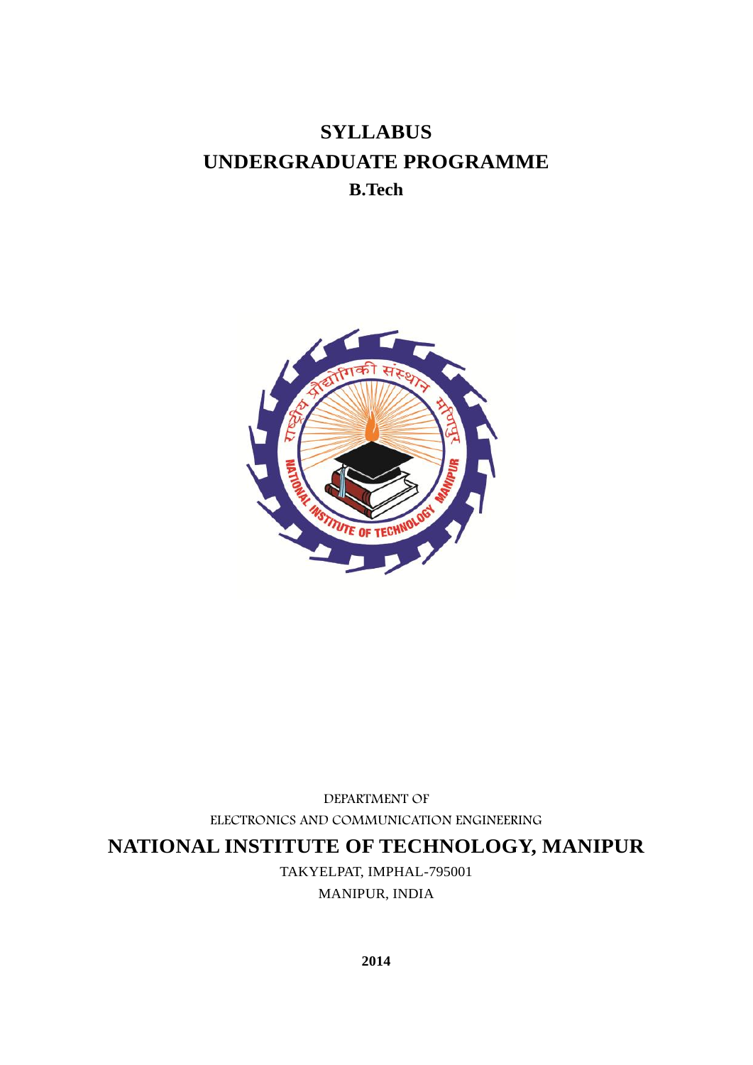# SYLLABUS

# UNDERGRADUATE PROGRAMME

## B.Tech

DEPARTMENT OF

ELECTRONICS AND COMMUNICATION ENGINEERING

## NATIONAL INSTITUTE OF TECHNOLOGY, MANIPUR

TAKYELPAT, IMPHAL-795001

MANIPUR, INDIA

**2014**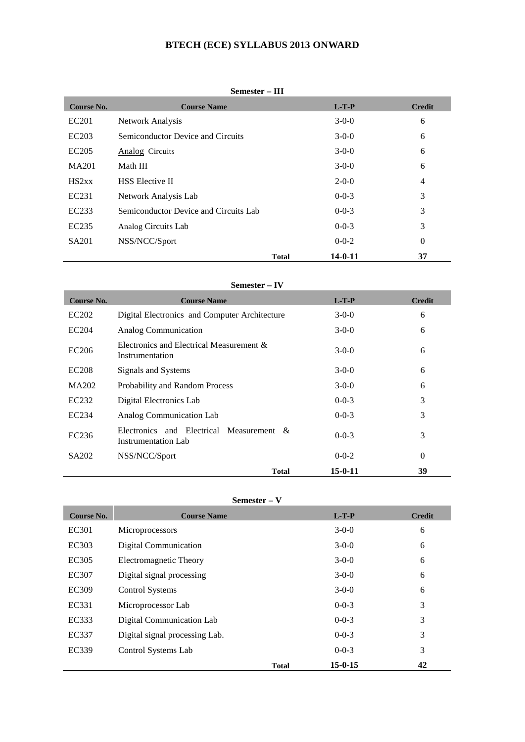# BTECH (ECE) SYLLABUS 2013 ONWARD

**Semester – III**

| Course No. | Course Name | L-T-P | Credit |
|---|---|---|---|
| EC201 | Network Analysis | 3-0-0 | 6 |
| EC203 | Semiconductor Device and Circuits | 3-0-0 | 6 |
| EC205 | Analog Circuits | 3-0-0 | 6 |
| MA201 | Math III | 3-0-0 | 6 |
| HS2xx | HSS Elective II | 2-0-0 | 4 |
| EC231 | Network Analysis Lab | 0-0-3 | 3 |
| EC233 | Semiconductor Device and Circuits Lab | 0-0-3 | 3 |
| EC235 | Analog Circuits Lab | 0-0-3 | 3 |
| SA201 | NSS/NCC/Sport | 0-0-2 | 0 |
| | **Total** | **14-0-11** | **37** |

**Semester – IV**

| Course No. | Course Name | L-T-P | Credit |
|---|---|---|---|
| EC202 | Digital Electronics and Computer Architecture | 3-0-0 | 6 |
| EC204 | Analog Communication | 3-0-0 | 6 |
| EC206 | Electronics and Electrical Measurement & Instrumentation | 3-0-0 | 6 |
| EC208 | Signals and Systems | 3-0-0 | 6 |
| MA202 | Probability and Random Process | 3-0-0 | 6 |
| EC232 | Digital Electronics Lab | 0-0-3 | 3 |
| EC234 | Analog Communication Lab | 0-0-3 | 3 |
| EC236 | Electronics and Electrical Measurement & Instrumentation Lab | 0-0-3 | 3 |
| SA202 | NSS/NCC/Sport | 0-0-2 | 0 |
| | **Total** | **15-0-11** | **39** |

**Semester – V**

| Course No. | Course Name | L-T-P | Credit |
|---|---|---|---|
| EC301 | Microprocessors | 3-0-0 | 6 |
| EC303 | Digital Communication | 3-0-0 | 6 |
| EC305 | Electromagnetic Theory | 3-0-0 | 6 |
| EC307 | Digital signal processing | 3-0-0 | 6 |
| EC309 | Control Systems | 3-0-0 | 6 |
| EC331 | Microprocessor Lab | 0-0-3 | 3 |
| EC333 | Digital Communication Lab | 0-0-3 | 3 |
| EC337 | Digital signal processing Lab. | 0-0-3 | 3 |
| EC339 | Control Systems Lab | 0-0-3 | 3 |
| | **Total** | **15-0-15** | **42** |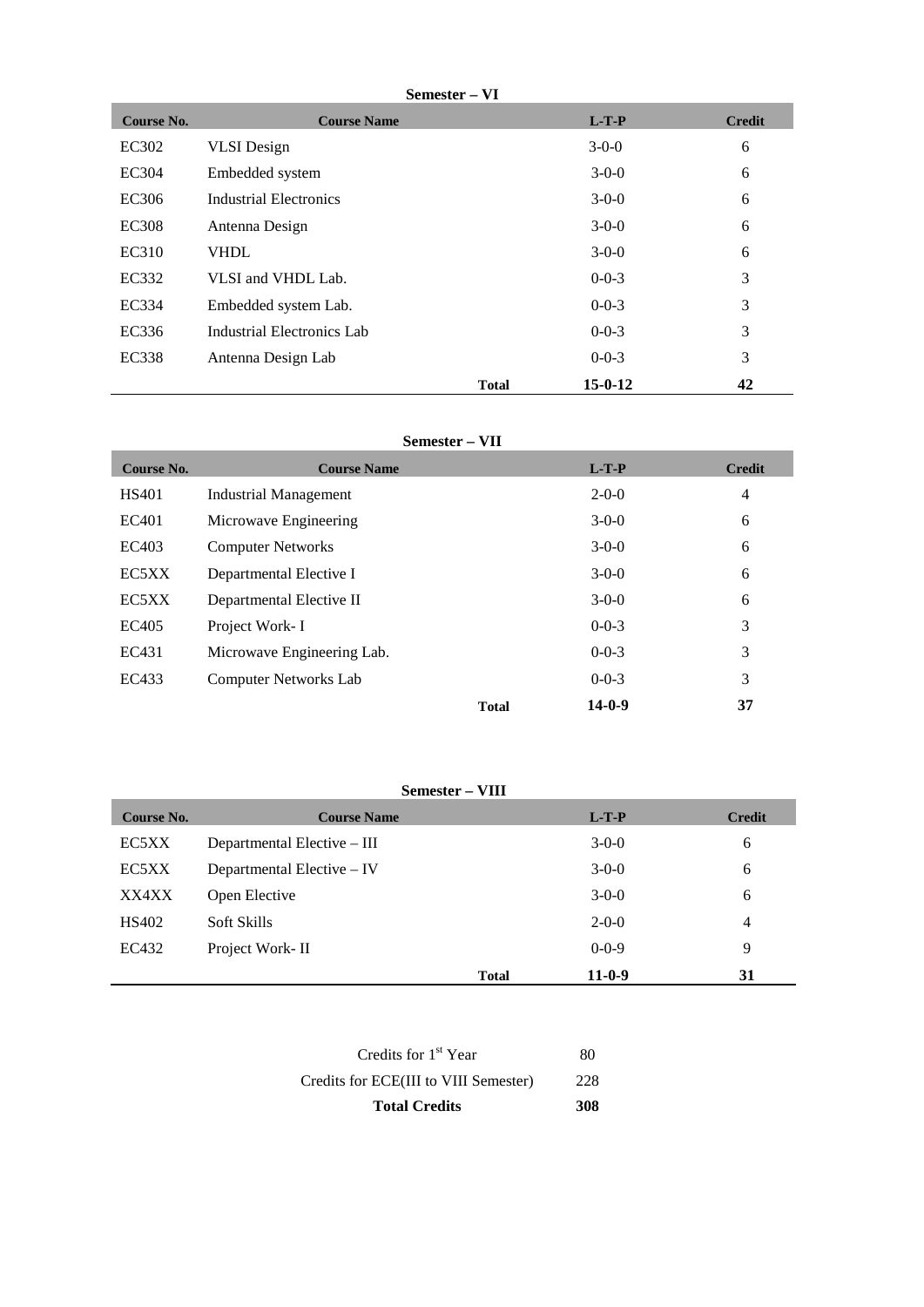## Semester – VI

| Course No. | Course Name | L-T-P | Credit |
|---|---|---|---|
| EC302 | VLSI Design | 3-0-0 | 6 |
| EC304 | Embedded system | 3-0-0 | 6 |
| EC306 | Industrial Electronics | 3-0-0 | 6 |
| EC308 | Antenna Design | 3-0-0 | 6 |
| EC310 | VHDL | 3-0-0 | 6 |
| EC332 | VLSI and VHDL Lab. | 0-0-3 | 3 |
| EC334 | Embedded system Lab. | 0-0-3 | 3 |
| EC336 | Industrial Electronics Lab | 0-0-3 | 3 |
| EC338 | Antenna Design Lab | 0-0-3 | 3 |
| | **Total** | **15-0-12** | **42** |

## Semester – VII

| Course No. | Course Name | L-T-P | Credit |
|---|---|---|---|
| HS401 | Industrial Management | 2-0-0 | 4 |
| EC401 | Microwave Engineering | 3-0-0 | 6 |
| EC403 | Computer Networks | 3-0-0 | 6 |
| EC5XX | Departmental Elective I | 3-0-0 | 6 |
| EC5XX | Departmental Elective II | 3-0-0 | 6 |
| EC405 | Project Work- I | 0-0-3 | 3 |
| EC431 | Microwave Engineering Lab. | 0-0-3 | 3 |
| EC433 | Computer Networks Lab | 0-0-3 | 3 |
| | **Total** | **14-0-9** | **37** |

## Semester – VIII

| Course No. | Course Name | L-T-P | Credit |
|---|---|---|---|
| EC5XX | Departmental Elective – III | 3-0-0 | 6 |
| EC5XX | Departmental Elective – IV | 3-0-0 | 6 |
| XX4XX | Open Elective | 3-0-0 | 6 |
| HS402 | Soft Skills | 2-0-0 | 4 |
| EC432 | Project Work- II | 0-0-9 | 9 |
| | **Total** | **11-0-9** | **31** |

| | |
|---|---|
| Credits for 1st Year | 80 |
| Credits for ECE(III to VIII Semester) | 228 |
| **Total Credits** | **308** |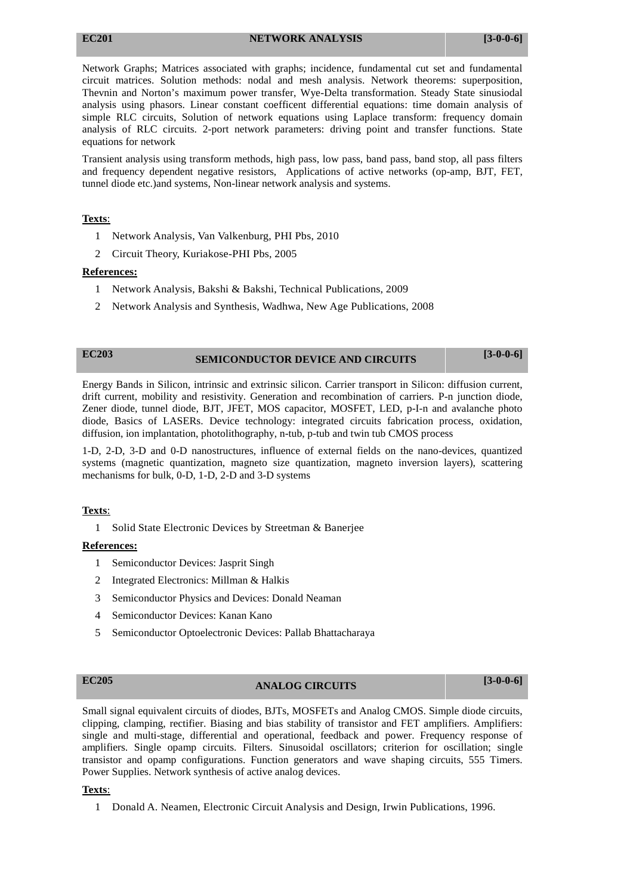## EC201 NETWORK ANALYSIS [3-0-0-6]

Network Graphs; Matrices associated with graphs; incidence, fundamental cut set and fundamental circuit matrices. Solution methods: nodal and mesh analysis. Network theorems: superposition, Thevnin and Norton's maximum power transfer, Wye-Delta transformation. Steady State sinusiodal analysis using phasors. Linear constant coefficent differential equations: time domain analysis of simple RLC circuits, Solution of network equations using Laplace transform: frequency domain analysis of RLC circuits. 2-port network parameters: driving point and transfer functions. State equations for network

Transient analysis using transform methods, high pass, low pass, band pass, band stop, all pass filters and frequency dependent negative resistors, Applications of active networks (op-amp, BJT, FET, tunnel diode etc.)and systems, Non-linear network analysis and systems.

**Texts**:

1. Network Analysis, Van Valkenburg, PHI Pbs, 2010
2. Circuit Theory, Kuriakose-PHI Pbs, 2005

**References:**

1. Network Analysis, Bakshi & Bakshi, Technical Publications, 2009
2. Network Analysis and Synthesis, Wadhwa, New Age Publications, 2008

## EC203 SEMICONDUCTOR DEVICE AND CIRCUITS [3-0-0-6]

Energy Bands in Silicon, intrinsic and extrinsic silicon. Carrier transport in Silicon: diffusion current, drift current, mobility and resistivity. Generation and recombination of carriers. P-n junction diode, Zener diode, tunnel diode, BJT, JFET, MOS capacitor, MOSFET, LED, p-I-n and avalanche photo diode, Basics of LASERs. Device technology: integrated circuits fabrication process, oxidation, diffusion, ion implantation, photolithography, n-tub, p-tub and twin tub CMOS process

1-D, 2-D, 3-D and 0-D nanostructures, influence of external fields on the nano-devices, quantized systems (magnetic quantization, magneto size quantization, magneto inversion layers), scattering mechanisms for bulk, 0-D, 1-D, 2-D and 3-D systems

**Texts**:

1. Solid State Electronic Devices by Streetman & Banerjee

**References:**

1. Semiconductor Devices: Jasprit Singh
2. Integrated Electronics: Millman & Halkis
3. Semiconductor Physics and Devices: Donald Neaman
4. Semiconductor Devices: Kanan Kano
5. Semiconductor Optoelectronic Devices: Pallab Bhattacharaya

## EC205 ANALOG CIRCUITS [3-0-0-6]

Small signal equivalent circuits of diodes, BJTs, MOSFETs and Analog CMOS. Simple diode circuits, clipping, clamping, rectifier. Biasing and bias stability of transistor and FET amplifiers. Amplifiers: single and multi-stage, differential and operational, feedback and power. Frequency response of amplifiers. Single opamp circuits. Filters. Sinusoidal oscillators; criterion for oscillation; single transistor and opamp configurations. Function generators and wave shaping circuits, 555 Timers. Power Supplies. Network synthesis of active analog devices.

**Texts**:

1. Donald A. Neamen, Electronic Circuit Analysis and Design, Irwin Publications, 1996.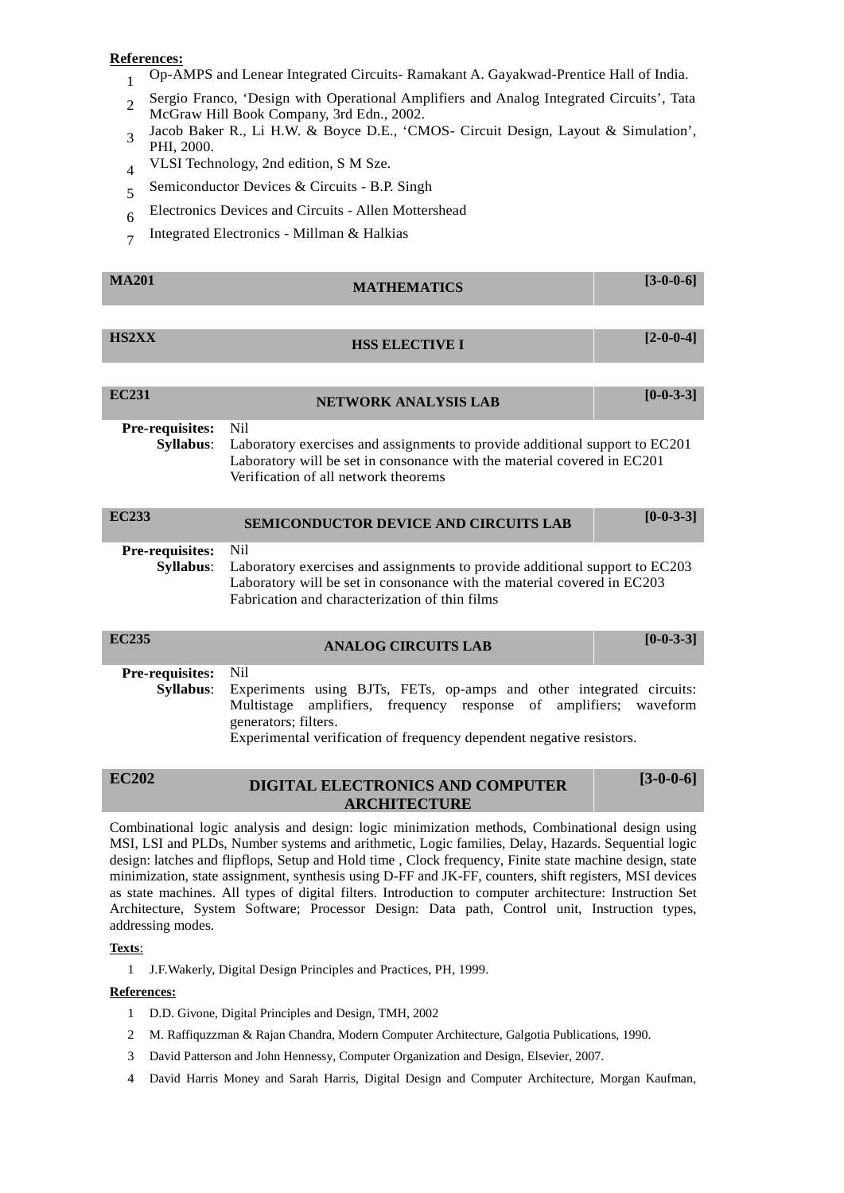**References:**

1. Op-AMPS and Lenear Integrated Circuits- Ramakant A. Gayakwad-Prentice Hall of India.
2. Sergio Franco, 'Design with Operational Amplifiers and Analog Integrated Circuits', Tata McGraw Hill Book Company, 3rd Edn., 2002.
3. Jacob Baker R., Li H.W. & Boyce D.E., 'CMOS- Circuit Design, Layout & Simulation', PHI, 2000.
4. VLSI Technology, 2nd edition, S M Sze.
5. Semiconductor Devices & Circuits - B.P. Singh
6. Electronics Devices and Circuits - Allen Mottershead
7. Integrated Electronics - Millman & Halkias

| MA201 | MATHEMATICS | [3-0-0-6] |
|---|---|---|

| HS2XX | HSS ELECTIVE I | [2-0-0-4] |
|---|---|---|

| EC231 | NETWORK ANALYSIS LAB | [0-0-3-3] |
|---|---|---|

**Pre-requisites:** Nil

**Syllabus**: Laboratory exercises and assignments to provide additional support to EC201
Laboratory will be set in consonance with the material covered in EC201
Verification of all network theorems

| EC233 | SEMICONDUCTOR DEVICE AND CIRCUITS LAB | [0-0-3-3] |
|---|---|---|

**Pre-requisites:** Nil

**Syllabus**: Laboratory exercises and assignments to provide additional support to EC203
Laboratory will be set in consonance with the material covered in EC203
Fabrication and characterization of thin films

| EC235 | ANALOG CIRCUITS LAB | [0-0-3-3] |
|---|---|---|

**Pre-requisites:** Nil

**Syllabus**: Experiments using BJTs, FETs, op-amps and other integrated circuits: Multistage amplifiers, frequency response of amplifiers; waveform generators; filters.
Experimental verification of frequency dependent negative resistors.

| EC202 | DIGITAL ELECTRONICS AND COMPUTER ARCHITECTURE | [3-0-0-6] |
|---|---|---|

Combinational logic analysis and design: logic minimization methods, Combinational design using MSI, LSI and PLDs, Number systems and arithmetic, Logic families, Delay, Hazards. Sequential logic design: latches and flipflops, Setup and Hold time , Clock frequency, Finite state machine design, state minimization, state assignment, synthesis using D-FF and JK-FF, counters, shift registers, MSI devices as state machines. All types of digital filters. Introduction to computer architecture: Instruction Set Architecture, System Software; Processor Design: Data path, Control unit, Instruction types, addressing modes.

**Texts**:

1. J.F.Wakerly, Digital Design Principles and Practices, PH, 1999.

**References:**

1. D.D. Givone, Digital Principles and Design, TMH, 2002
2. M. Raffiquzzman & Rajan Chandra, Modern Computer Architecture, Galgotia Publications, 1990.
3. David Patterson and John Hennessy, Computer Organization and Design, Elsevier, 2007.
4. David Harris Money and Sarah Harris, Digital Design and Computer Architecture, Morgan Kaufman,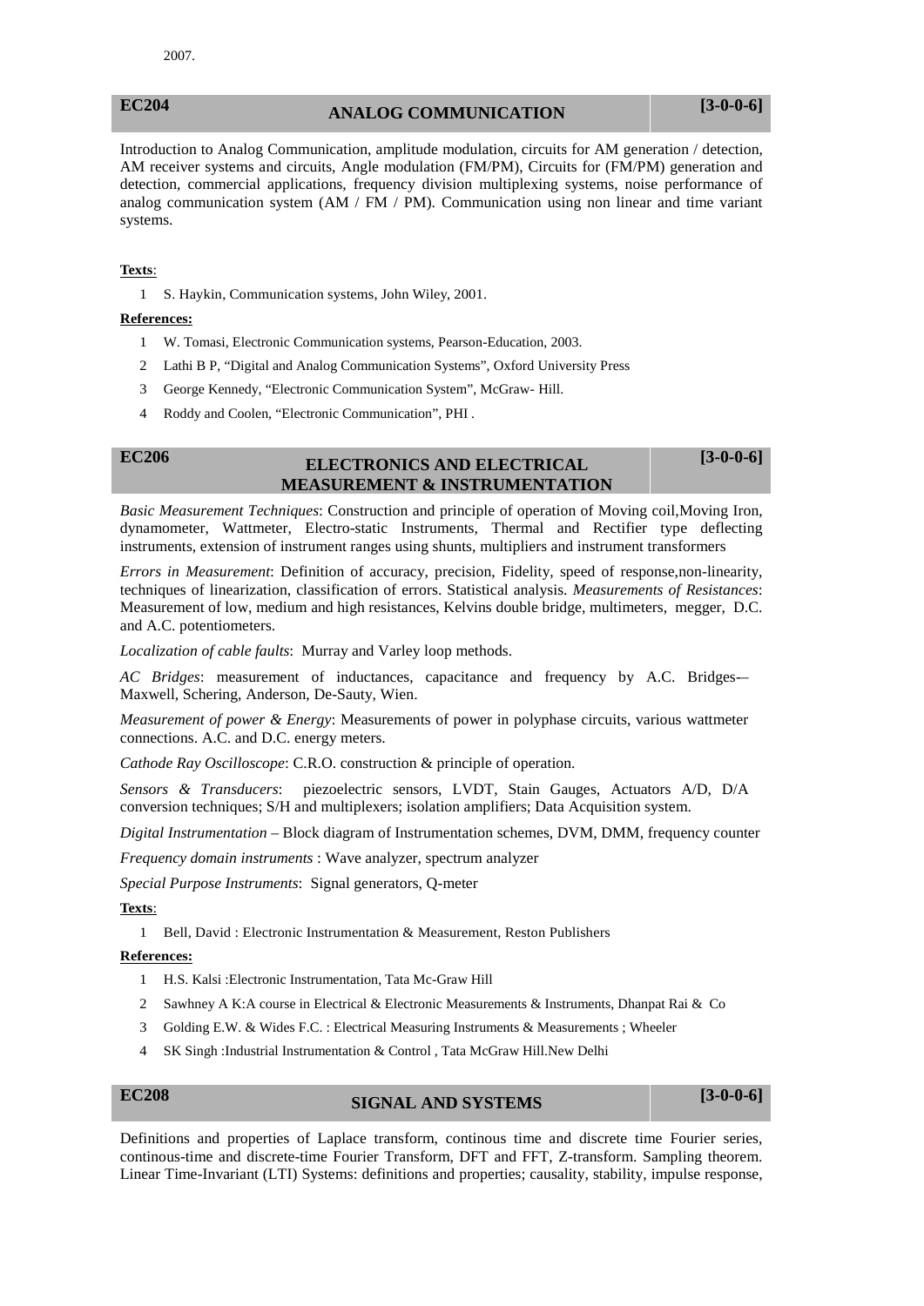2007.

## EC204 ANALOG COMMUNICATION [3-0-0-6]

Introduction to Analog Communication, amplitude modulation, circuits for AM generation / detection, AM receiver systems and circuits, Angle modulation (FM/PM), Circuits for (FM/PM) generation and detection, commercial applications, frequency division multiplexing systems, noise performance of analog communication system (AM / FM / PM). Communication using non linear and time variant systems.

**Texts**:

1. S. Haykin, Communication systems, John Wiley, 2001.

**References:**

1. W. Tomasi, Electronic Communication systems, Pearson-Education, 2003.
2. Lathi B P, "Digital and Analog Communication Systems", Oxford University Press
3. George Kennedy, "Electronic Communication System", McGraw- Hill.
4. Roddy and Coolen, "Electronic Communication", PHI .

## EC206 ELECTRONICS AND ELECTRICAL MEASUREMENT & INSTRUMENTATION [3-0-0-6]

*Basic Measurement Techniques*: Construction and principle of operation of Moving coil,Moving Iron, dynamometer, Wattmeter, Electro-static Instruments, Thermal and Rectifier type deflecting instruments, extension of instrument ranges using shunts, multipliers and instrument transformers

*Errors in Measurement*: Definition of accuracy, precision, Fidelity, speed of response,non-linearity, techniques of linearization, classification of errors. Statistical analysis. *Measurements of Resistances*: Measurement of low, medium and high resistances, Kelvins double bridge, multimeters, megger, D.C. and A.C. potentiometers.

*Localization of cable faults*: Murray and Varley loop methods.

*AC Bridges*: measurement of inductances, capacitance and frequency by A.C. Bridges-– Maxwell, Schering, Anderson, De-Sauty, Wien.

*Measurement of power & Energy*: Measurements of power in polyphase circuits, various wattmeter connections. A.C. and D.C. energy meters.

*Cathode Ray Oscilloscope*: C.R.O. construction & principle of operation.

*Sensors & Transducers*: piezoelectric sensors, LVDT, Stain Gauges, Actuators A/D, D/A conversion techniques; S/H and multiplexers; isolation amplifiers; Data Acquisition system.

*Digital Instrumentation* – Block diagram of Instrumentation schemes, DVM, DMM, frequency counter

*Frequency domain instruments* : Wave analyzer, spectrum analyzer

*Special Purpose Instruments*: Signal generators, Q-meter

**Texts**:

1. Bell, David : Electronic Instrumentation & Measurement, Reston Publishers

**References:**

1. H.S. Kalsi :Electronic Instrumentation, Tata Mc-Graw Hill
2. Sawhney A K:A course in Electrical & Electronic Measurements & Instruments, Dhanpat Rai & Co
3. Golding E.W. & Wides F.C. : Electrical Measuring Instruments & Measurements ; Wheeler
4. SK Singh :Industrial Instrumentation & Control , Tata McGraw Hill.New Delhi

## EC208 SIGNAL AND SYSTEMS [3-0-0-6]

Definitions and properties of Laplace transform, continous time and discrete time Fourier series, continous-time and discrete-time Fourier Transform, DFT and FFT, Z-transform. Sampling theorem. Linear Time-Invariant (LTI) Systems: definitions and properties; causality, stability, impulse response,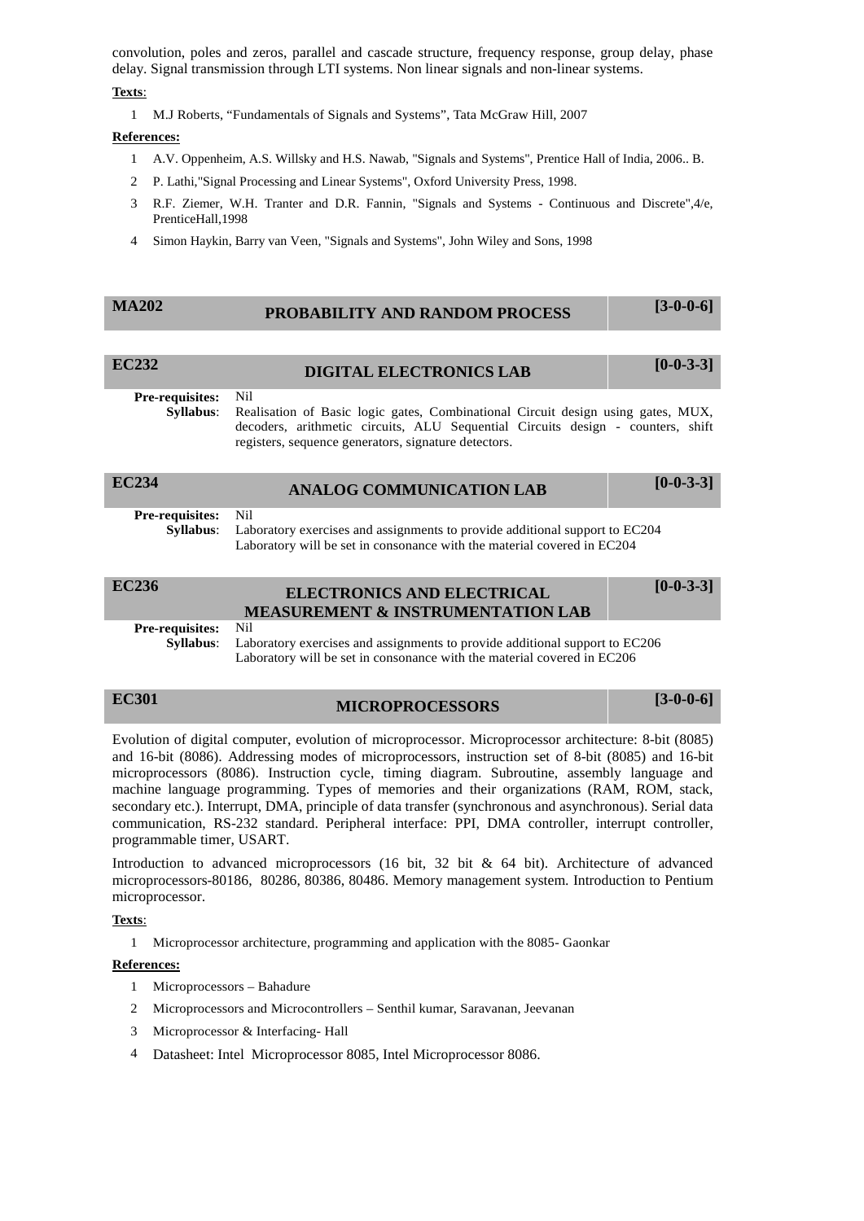convolution, poles and zeros, parallel and cascade structure, frequency response, group delay, phase delay. Signal transmission through LTI systems. Non linear signals and non-linear systems.

**Texts**:

1. M.J Roberts, “Fundamentals of Signals and Systems”, Tata McGraw Hill, 2007

**References:**

1. A.V. Oppenheim, A.S. Willsky and H.S. Nawab, "Signals and Systems", Prentice Hall of India, 2006.. B.
2. P. Lathi,"Signal Processing and Linear Systems", Oxford University Press, 1998.
3. R.F. Ziemer, W.H. Tranter and D.R. Fannin, "Signals and Systems - Continuous and Discrete",4/e, PrenticeHall,1998
4. Simon Haykin, Barry van Veen, "Signals and Systems", John Wiley and Sons, 1998

## MA202 — PROBABILITY AND RANDOM PROCESS — [3-0-0-6]

## EC232 — DIGITAL ELECTRONICS LAB — [0-0-3-3]

**Pre-requisites:** Nil

**Syllabus**: Realisation of Basic logic gates, Combinational Circuit design using gates, MUX, decoders, arithmetic circuits, ALU Sequential Circuits design - counters, shift registers, sequence generators, signature detectors.

## EC234 — ANALOG COMMUNICATION LAB — [0-0-3-3]

**Pre-requisites:** Nil

**Syllabus**: Laboratory exercises and assignments to provide additional support to EC204 Laboratory will be set in consonance with the material covered in EC204

## EC236 — ELECTRONICS AND ELECTRICAL MEASUREMENT & INSTRUMENTATION LAB — [0-0-3-3]

**Pre-requisites:** Nil

**Syllabus**: Laboratory exercises and assignments to provide additional support to EC206 Laboratory will be set in consonance with the material covered in EC206

## EC301 — MICROPROCESSORS — [3-0-0-6]

Evolution of digital computer, evolution of microprocessor. Microprocessor architecture: 8-bit (8085) and 16-bit (8086). Addressing modes of microprocessors, instruction set of 8-bit (8085) and 16-bit microprocessors (8086). Instruction cycle, timing diagram. Subroutine, assembly language and machine language programming. Types of memories and their organizations (RAM, ROM, stack, secondary etc.). Interrupt, DMA, principle of data transfer (synchronous and asynchronous). Serial data communication, RS-232 standard. Peripheral interface: PPI, DMA controller, interrupt controller, programmable timer, USART.

Introduction to advanced microprocessors (16 bit, 32 bit & 64 bit). Architecture of advanced microprocessors-80186, 80286, 80386, 80486. Memory management system. Introduction to Pentium microprocessor.

**Texts**:

1. Microprocessor architecture, programming and application with the 8085- Gaonkar

**References:**

1. Microprocessors – Bahadure
2. Microprocessors and Microcontrollers – Senthil kumar, Saravanan, Jeevanan
3. Microprocessor & Interfacing- Hall
4. Datasheet: Intel Microprocessor 8085, Intel Microprocessor 8086.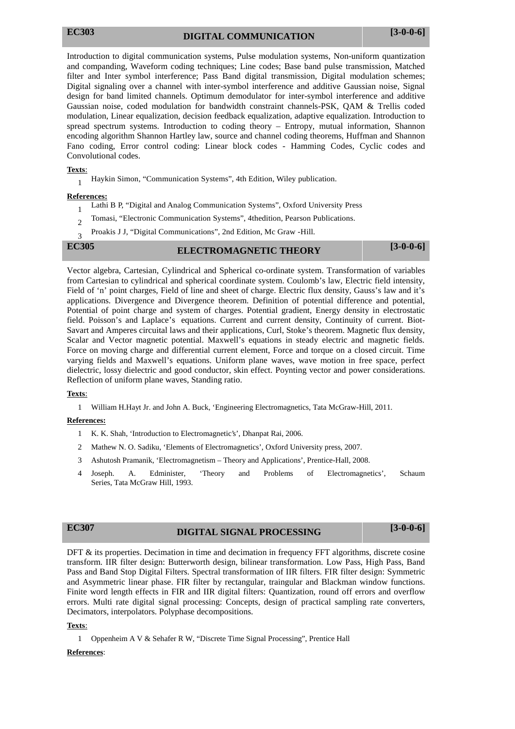## EC303 DIGITAL COMMUNICATION [3-0-0-6]

Introduction to digital communication systems, Pulse modulation systems, Non-uniform quantization and companding, Waveform coding techniques; Line codes; Base band pulse transmission, Matched filter and Inter symbol interference; Pass Band digital transmission, Digital modulation schemes; Digital signaling over a channel with inter-symbol interference and additive Gaussian noise, Signal design for band limited channels. Optimum demodulator for inter-symbol interference and additive Gaussian noise, coded modulation for bandwidth constraint channels-PSK, QAM & Trellis coded modulation, Linear equalization, decision feedback equalization, adaptive equalization. Introduction to spread spectrum systems. Introduction to coding theory – Entropy, mutual information, Shannon encoding algorithm Shannon Hartley law, source and channel coding theorems, Huffman and Shannon Fano coding, Error control coding: Linear block codes - Hamming Codes, Cyclic codes and Convolutional codes.

**Texts**:

1. Haykin Simon, "Communication Systems", 4th Edition, Wiley publication.

**References:**

1. Lathi B P, "Digital and Analog Communication Systems", Oxford University Press
2. Tomasi, "Electronic Communication Systems", 4thedition, Pearson Publications.
3. Proakis J J, "Digital Communications", 2nd Edition, Mc Graw -Hill.

## EC305 ELECTROMAGNETIC THEORY [3-0-0-6]

Vector algebra, Cartesian, Cylindrical and Spherical co-ordinate system. Transformation of variables from Cartesian to cylindrical and spherical coordinate system. Coulomb's law, Electric field intensity, Field of 'n' point charges, Field of line and sheet of charge. Electric flux density, Gauss's law and it's applications. Divergence and Divergence theorem. Definition of potential difference and potential, Potential of point charge and system of charges. Potential gradient, Energy density in electrostatic field. Poisson's and Laplace's equations. Current and current density, Continuity of current. Biot-Savart and Amperes circuital laws and their applications, Curl, Stoke's theorem. Magnetic flux density, Scalar and Vector magnetic potential. Maxwell's equations in steady electric and magnetic fields. Force on moving charge and differential current element, Force and torque on a closed circuit. Time varying fields and Maxwell's equations. Uniform plane waves, wave motion in free space, perfect dielectric, lossy dielectric and good conductor, skin effect. Poynting vector and power considerations. Reflection of uniform plane waves, Standing ratio.

**Texts**:

1. William H.Hayt Jr. and John A. Buck, 'Engineering Electromagnetics, Tata McGraw-Hill, 2011.

**References:**

1. K. K. Shah, 'Introduction to Electromagnetic's', Dhanpat Rai, 2006.
2. Mathew N. O. Sadiku, 'Elements of Electromagnetics', Oxford University press, 2007.
3. Ashutosh Pramanik, 'Electromagnetism – Theory and Applications', Prentice-Hall, 2008.
4. Joseph. A. Edminister, 'Theory and Problems of Electromagnetics', Schaum Series, Tata McGraw Hill, 1993.

## EC307 DIGITAL SIGNAL PROCESSING [3-0-0-6]

DFT & its properties. Decimation in time and decimation in frequency FFT algorithms, discrete cosine transform. IIR filter design: Butterworth design, bilinear transformation. Low Pass, High Pass, Band Pass and Band Stop Digital Filters. Spectral transformation of IIR filters. FIR filter design: Symmetric and Asymmetric linear phase. FIR filter by rectangular, traingular and Blackman window functions. Finite word length effects in FIR and IIR digital filters: Quantization, round off errors and overflow errors. Multi rate digital signal processing: Concepts, design of practical sampling rate converters, Decimators, interpolators. Polyphase decompositions.

**Texts**:

1. Oppenheim A V & Sehafer R W, "Discrete Time Signal Processing", Prentice Hall

**References**: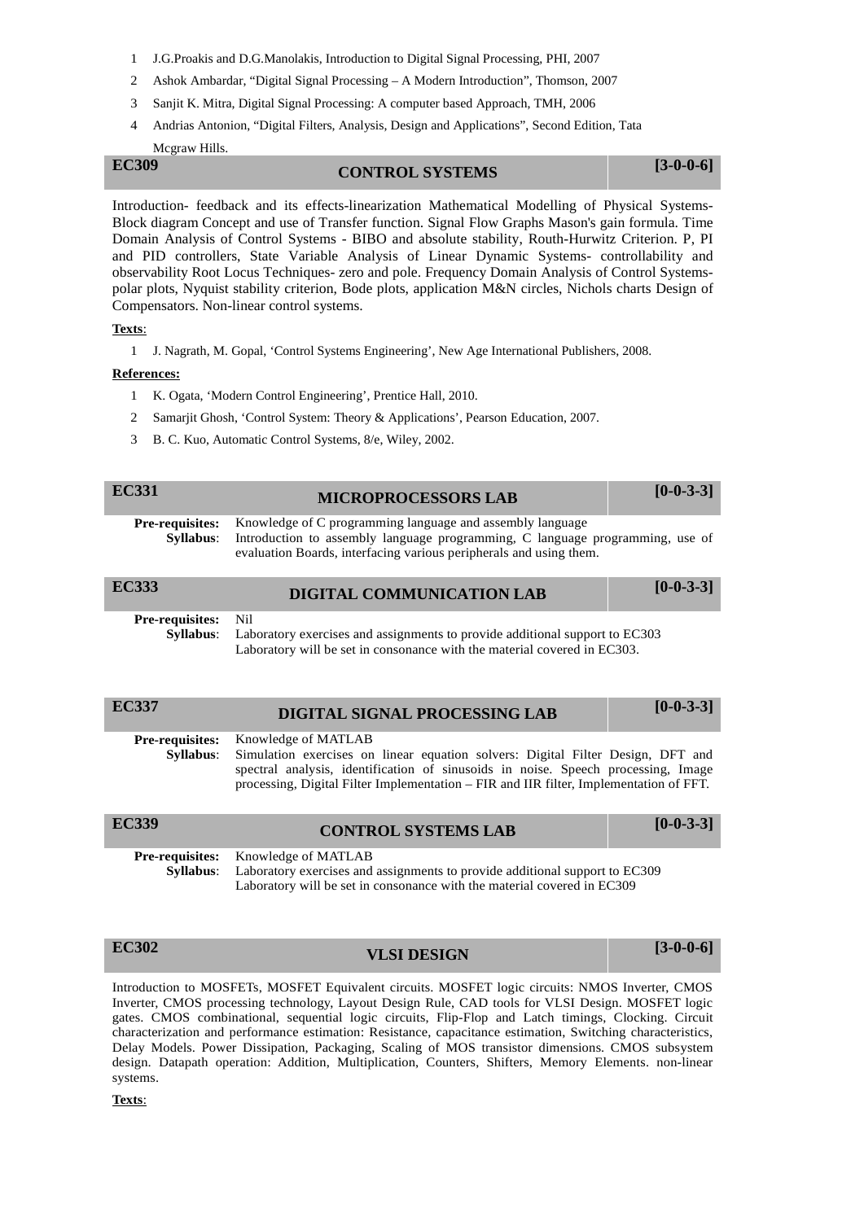1. J.G.Proakis and D.G.Manolakis, Introduction to Digital Signal Processing, PHI, 2007
2. Ashok Ambardar, "Digital Signal Processing – A Modern Introduction", Thomson, 2007
3. Sanjit K. Mitra, Digital Signal Processing: A computer based Approach, TMH, 2006
4. Andrias Antonion, "Digital Filters, Analysis, Design and Applications", Second Edition, Tata Mcgraw Hills.

## EC309 — CONTROL SYSTEMS — [3-0-0-6]

Introduction- feedback and its effects-linearization Mathematical Modelling of Physical Systems-Block diagram Concept and use of Transfer function. Signal Flow Graphs Mason's gain formula. Time Domain Analysis of Control Systems - BIBO and absolute stability, Routh-Hurwitz Criterion. P, PI and PID controllers, State Variable Analysis of Linear Dynamic Systems- controllability and observability Root Locus Techniques- zero and pole. Frequency Domain Analysis of Control Systems-polar plots, Nyquist stability criterion, Bode plots, application M&N circles, Nichols charts Design of Compensators. Non-linear control systems.

**Texts**:

1. J. Nagrath, M. Gopal, 'Control Systems Engineering', New Age International Publishers, 2008.

**References:**

1. K. Ogata, 'Modern Control Engineering', Prentice Hall, 2010.
2. Samarjit Ghosh, 'Control System: Theory & Applications', Pearson Education, 2007.
3. B. C. Kuo, Automatic Control Systems, 8/e, Wiley, 2002.

## EC331 — MICROPROCESSORS LAB — [0-0-3-3]

**Pre-requisites:** Knowledge of C programming language and assembly language

**Syllabus**: Introduction to assembly language programming, C language programming, use of evaluation Boards, interfacing various peripherals and using them.

## EC333 — DIGITAL COMMUNICATION LAB — [0-0-3-3]

**Pre-requisites:** Nil

**Syllabus**: Laboratory exercises and assignments to provide additional support to EC303 Laboratory will be set in consonance with the material covered in EC303.

## EC337 — DIGITAL SIGNAL PROCESSING LAB — [0-0-3-3]

**Pre-requisites:** Knowledge of MATLAB

**Syllabus**: Simulation exercises on linear equation solvers: Digital Filter Design, DFT and spectral analysis, identification of sinusoids in noise. Speech processing, Image processing, Digital Filter Implementation – FIR and IIR filter, Implementation of FFT.

## EC339 — CONTROL SYSTEMS LAB — [0-0-3-3]

**Pre-requisites:** Knowledge of MATLAB

**Syllabus**: Laboratory exercises and assignments to provide additional support to EC309 Laboratory will be set in consonance with the material covered in EC309

## EC302 — VLSI DESIGN — [3-0-0-6]

Introduction to MOSFETs, MOSFET Equivalent circuits. MOSFET logic circuits: NMOS Inverter, CMOS Inverter, CMOS processing technology, Layout Design Rule, CAD tools for VLSI Design. MOSFET logic gates. CMOS combinational, sequential logic circuits, Flip-Flop and Latch timings, Clocking. Circuit characterization and performance estimation: Resistance, capacitance estimation, Switching characteristics, Delay Models. Power Dissipation, Packaging, Scaling of MOS transistor dimensions. CMOS subsystem design. Datapath operation: Addition, Multiplication, Counters, Shifters, Memory Elements. non-linear systems.

**Texts**: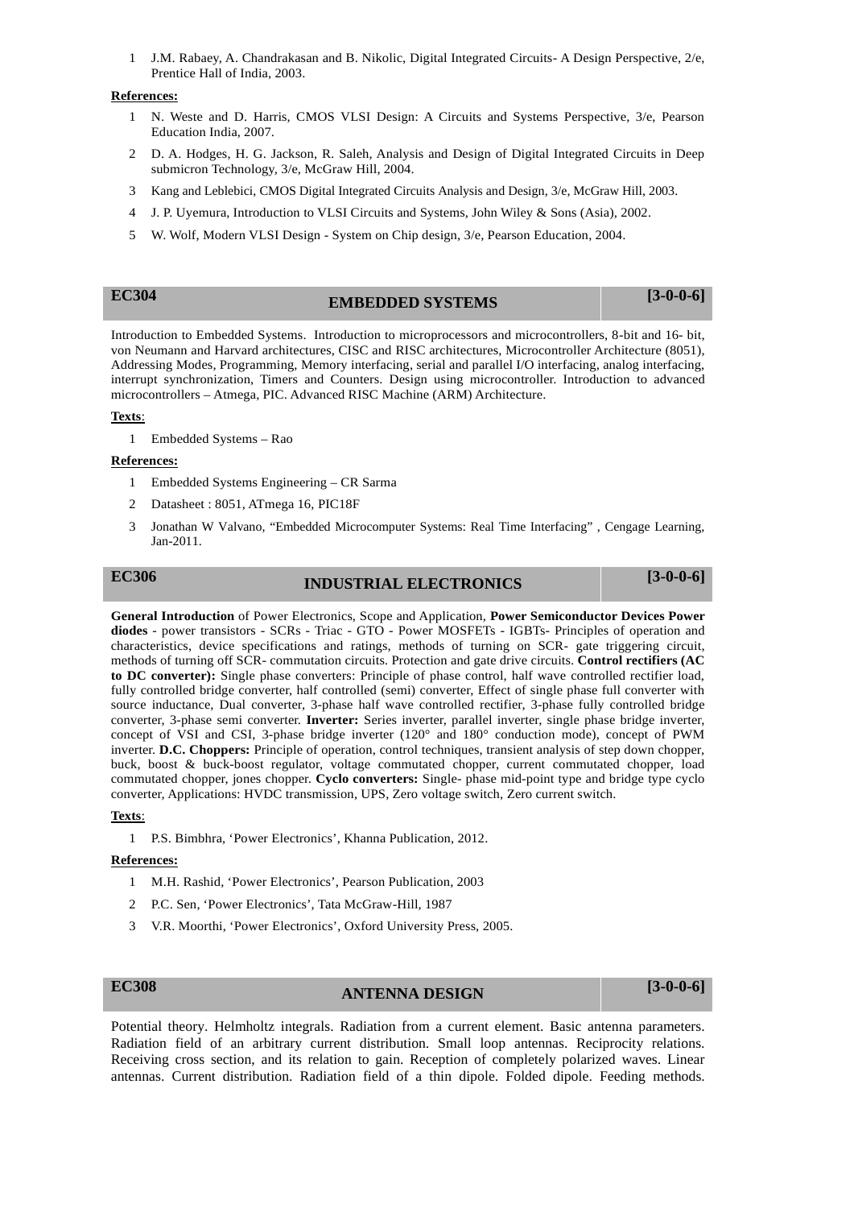1. J.M. Rabaey, A. Chandrakasan and B. Nikolic, Digital Integrated Circuits- A Design Perspective, 2/e, Prentice Hall of India, 2003.

**References:**

1. N. Weste and D. Harris, CMOS VLSI Design: A Circuits and Systems Perspective, 3/e, Pearson Education India, 2007.
2. D. A. Hodges, H. G. Jackson, R. Saleh, Analysis and Design of Digital Integrated Circuits in Deep submicron Technology, 3/e, McGraw Hill, 2004.
3. Kang and Leblebici, CMOS Digital Integrated Circuits Analysis and Design, 3/e, McGraw Hill, 2003.
4. J. P. Uyemura, Introduction to VLSI Circuits and Systems, John Wiley & Sons (Asia), 2002.
5. W. Wolf, Modern VLSI Design - System on Chip design, 3/e, Pearson Education, 2004.

## EC304 — EMBEDDED SYSTEMS — [3-0-0-6]

Introduction to Embedded Systems. Introduction to microprocessors and microcontrollers, 8-bit and 16- bit, von Neumann and Harvard architectures, CISC and RISC architectures, Microcontroller Architecture (8051), Addressing Modes, Programming, Memory interfacing, serial and parallel I/O interfacing, analog interfacing, interrupt synchronization, Timers and Counters. Design using microcontroller. Introduction to advanced microcontrollers – Atmega, PIC. Advanced RISC Machine (ARM) Architecture.

**Texts**:

1. Embedded Systems – Rao

**References:**

1. Embedded Systems Engineering – CR Sarma
2. Datasheet : 8051, ATmega 16, PIC18F
3. Jonathan W Valvano, "Embedded Microcomputer Systems: Real Time Interfacing" , Cengage Learning, Jan-2011.

## EC306 — INDUSTRIAL ELECTRONICS — [3-0-0-6]

**General Introduction** of Power Electronics, Scope and Application, **Power Semiconductor Devices Power diodes** - power transistors - SCRs - Triac - GTO - Power MOSFETs - IGBTs- Principles of operation and characteristics, device specifications and ratings, methods of turning on SCR- gate triggering circuit, methods of turning off SCR- commutation circuits. Protection and gate drive circuits. **Control rectifiers (AC to DC converter):** Single phase converters: Principle of phase control, half wave controlled rectifier load, fully controlled bridge converter, half controlled (semi) converter, Effect of single phase full converter with source inductance, Dual converter, 3-phase half wave controlled rectifier, 3-phase fully controlled bridge converter, 3-phase semi converter. **Inverter:** Series inverter, parallel inverter, single phase bridge inverter, concept of VSI and CSI, 3-phase bridge inverter (120° and 180° conduction mode), concept of PWM inverter. **D.C. Choppers:** Principle of operation, control techniques, transient analysis of step down chopper, buck, boost & buck-boost regulator, voltage commutated chopper, current commutated chopper, load commutated chopper, jones chopper. **Cyclo converters:** Single- phase mid-point type and bridge type cyclo converter, Applications: HVDC transmission, UPS, Zero voltage switch, Zero current switch.

**Texts**:

1. P.S. Bimbhra, 'Power Electronics', Khanna Publication, 2012.

**References:**

1. M.H. Rashid, 'Power Electronics', Pearson Publication, 2003
2. P.C. Sen, 'Power Electronics', Tata McGraw-Hill, 1987
3. V.R. Moorthi, 'Power Electronics', Oxford University Press, 2005.

## EC308 — ANTENNA DESIGN — [3-0-0-6]

Potential theory. Helmholtz integrals. Radiation from a current element. Basic antenna parameters. Radiation field of an arbitrary current distribution. Small loop antennas. Reciprocity relations. Receiving cross section, and its relation to gain. Reception of completely polarized waves. Linear antennas. Current distribution. Radiation field of a thin dipole. Folded dipole. Feeding methods.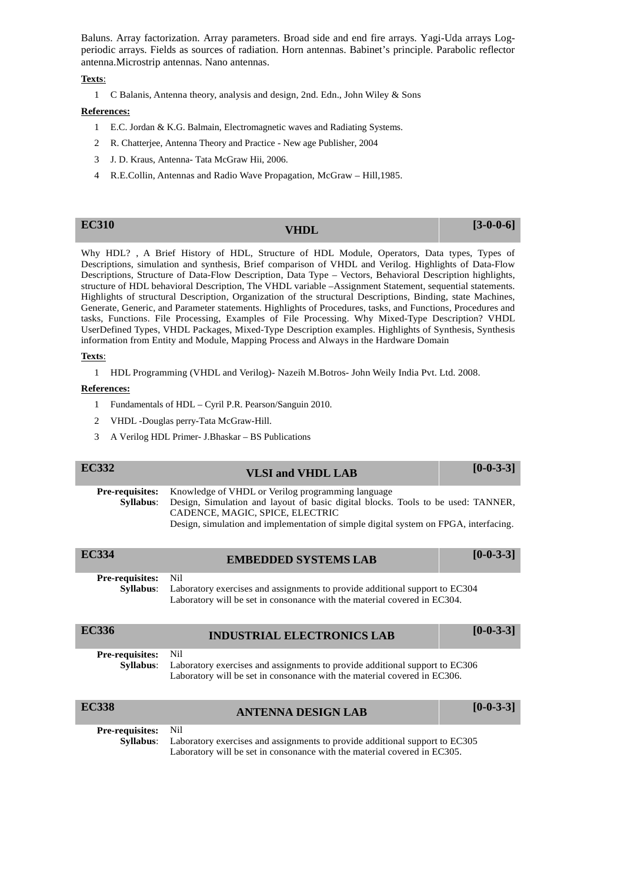Baluns. Array factorization. Array parameters. Broad side and end fire arrays. Yagi-Uda arrays Log-periodic arrays. Fields as sources of radiation. Horn antennas. Babinet's principle. Parabolic reflector antenna.Microstrip antennas. Nano antennas.

**Texts**:

1. C Balanis, Antenna theory, analysis and design, 2nd. Edn., John Wiley & Sons

**References:**

1. E.C. Jordan & K.G. Balmain, Electromagnetic waves and Radiating Systems.
2. R. Chatterjee, Antenna Theory and Practice - New age Publisher, 2004
3. J. D. Kraus, Antenna- Tata McGraw Hii, 2006.
4. R.E.Collin, Antennas and Radio Wave Propagation, McGraw – Hill,1985.

| EC310 | VHDL | [3-0-0-6] |
|---|---|---|

Why HDL? , A Brief History of HDL, Structure of HDL Module, Operators, Data types, Types of Descriptions, simulation and synthesis, Brief comparison of VHDL and Verilog. Highlights of Data-Flow Descriptions, Structure of Data-Flow Description, Data Type – Vectors, Behavioral Description highlights, structure of HDL behavioral Description, The VHDL variable –Assignment Statement, sequential statements. Highlights of structural Description, Organization of the structural Descriptions, Binding, state Machines, Generate, Generic, and Parameter statements. Highlights of Procedures, tasks, and Functions, Procedures and tasks, Functions. File Processing, Examples of File Processing. Why Mixed-Type Description? VHDL UserDefined Types, VHDL Packages, Mixed-Type Description examples. Highlights of Synthesis, Synthesis information from Entity and Module, Mapping Process and Always in the Hardware Domain

**Texts**:

1. HDL Programming (VHDL and Verilog)- Nazeih M.Botros- John Weily India Pvt. Ltd. 2008.

**References:**

1. Fundamentals of HDL – Cyril P.R. Pearson/Sanguin 2010.
2. VHDL -Douglas perry-Tata McGraw-Hill.
3. A Verilog HDL Primer- J.Bhaskar – BS Publications

| EC332 | VLSI and VHDL LAB | [0-0-3-3] |
|---|---|---|

**Pre-requisites:** Knowledge of VHDL or Verilog programming language

**Syllabus**: Design, Simulation and layout of basic digital blocks. Tools to be used: TANNER, CADENCE, MAGIC, SPICE, ELECTRIC

Design, simulation and implementation of simple digital system on FPGA, interfacing.

| EC334 | EMBEDDED SYSTEMS LAB | [0-0-3-3] |
|---|---|---|

**Pre-requisites:** Nil

**Syllabus**: Laboratory exercises and assignments to provide additional support to EC304 Laboratory will be set in consonance with the material covered in EC304.

| EC336 | INDUSTRIAL ELECTRONICS LAB | [0-0-3-3] |
|---|---|---|

**Pre-requisites:** Nil

**Syllabus**: Laboratory exercises and assignments to provide additional support to EC306 Laboratory will be set in consonance with the material covered in EC306.

| EC338 | ANTENNA DESIGN LAB | [0-0-3-3] |
|---|---|---|

**Pre-requisites:** Nil

**Syllabus**: Laboratory exercises and assignments to provide additional support to EC305 Laboratory will be set in consonance with the material covered in EC305.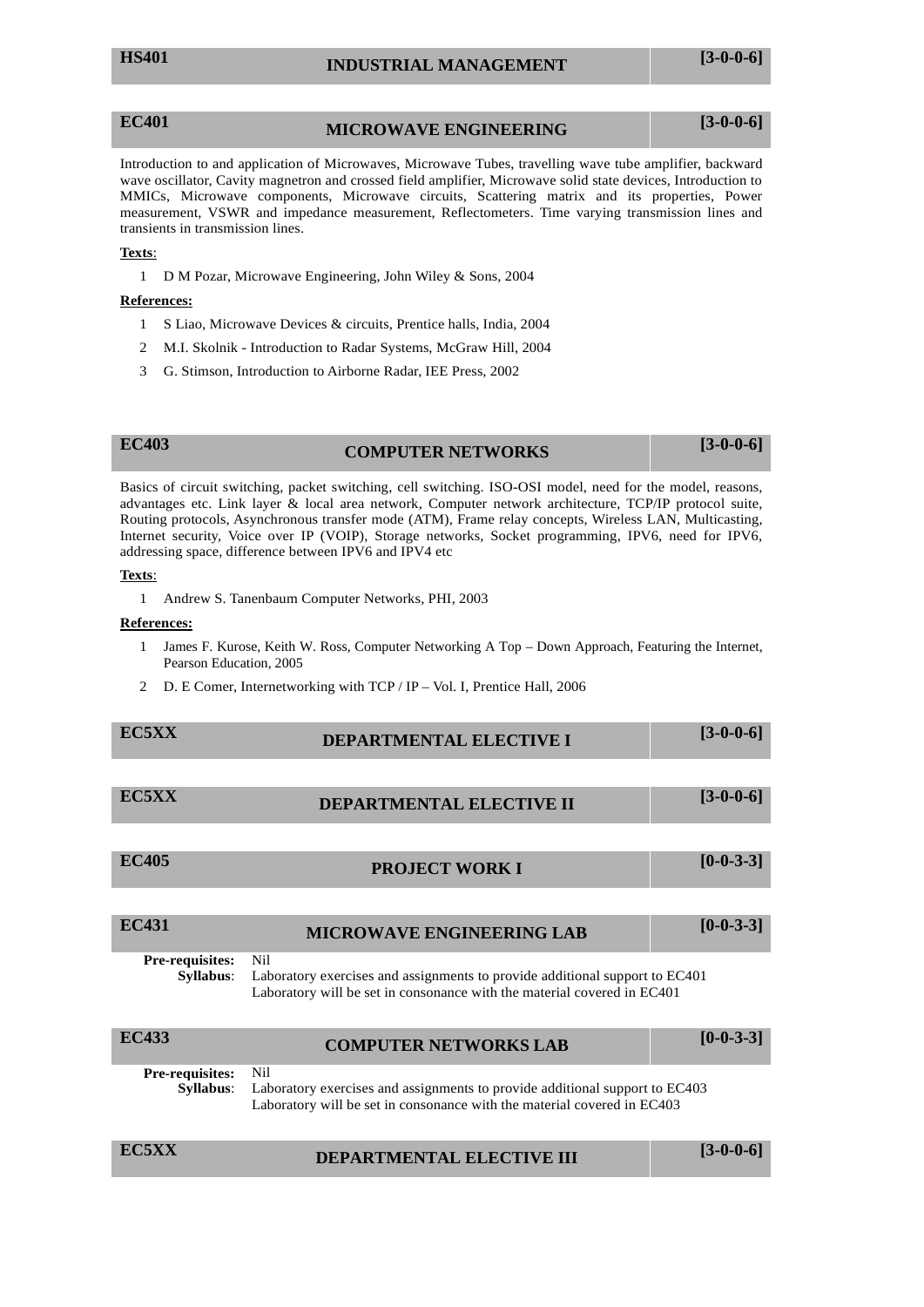## HS401 INDUSTRIAL MANAGEMENT [3-0-0-6]

## EC401 MICROWAVE ENGINEERING [3-0-0-6]

Introduction to and application of Microwaves, Microwave Tubes, travelling wave tube amplifier, backward wave oscillator, Cavity magnetron and crossed field amplifier, Microwave solid state devices, Introduction to MMICs, Microwave components, Microwave circuits, Scattering matrix and its properties, Power measurement, VSWR and impedance measurement, Reflectometers. Time varying transmission lines and transients in transmission lines.

**Texts**:

1. D M Pozar, Microwave Engineering, John Wiley & Sons, 2004

**References:**

1. S Liao, Microwave Devices & circuits, Prentice halls, India, 2004
2. M.I. Skolnik - Introduction to Radar Systems, McGraw Hill, 2004
3. G. Stimson, Introduction to Airborne Radar, IEE Press, 2002

## EC403 COMPUTER NETWORKS [3-0-0-6]

Basics of circuit switching, packet switching, cell switching. ISO-OSI model, need for the model, reasons, advantages etc. Link layer & local area network, Computer network architecture, TCP/IP protocol suite, Routing protocols, Asynchronous transfer mode (ATM), Frame relay concepts, Wireless LAN, Multicasting, Internet security, Voice over IP (VOIP), Storage networks, Socket programming, IPV6, need for IPV6, addressing space, difference between IPV6 and IPV4 etc

**Texts**:

1. Andrew S. Tanenbaum Computer Networks, PHI, 2003

**References:**

1. James F. Kurose, Keith W. Ross, Computer Networking A Top – Down Approach, Featuring the Internet, Pearson Education, 2005
2. D. E Comer, Internetworking with TCP / IP – Vol. I, Prentice Hall, 2006

## EC5XX DEPARTMENTAL ELECTIVE I [3-0-0-6]

## EC5XX DEPARTMENTAL ELECTIVE II [3-0-0-6]

## EC405 PROJECT WORK I [0-0-3-3]

## EC431 MICROWAVE ENGINEERING LAB [0-0-3-3]

**Pre-requisites:** Nil

**Syllabus**: Laboratory exercises and assignments to provide additional support to EC401
Laboratory will be set in consonance with the material covered in EC401

## EC433 COMPUTER NETWORKS LAB [0-0-3-3]

**Pre-requisites:** Nil

**Syllabus**: Laboratory exercises and assignments to provide additional support to EC403
Laboratory will be set in consonance with the material covered in EC403

## EC5XX DEPARTMENTAL ELECTIVE III [3-0-0-6]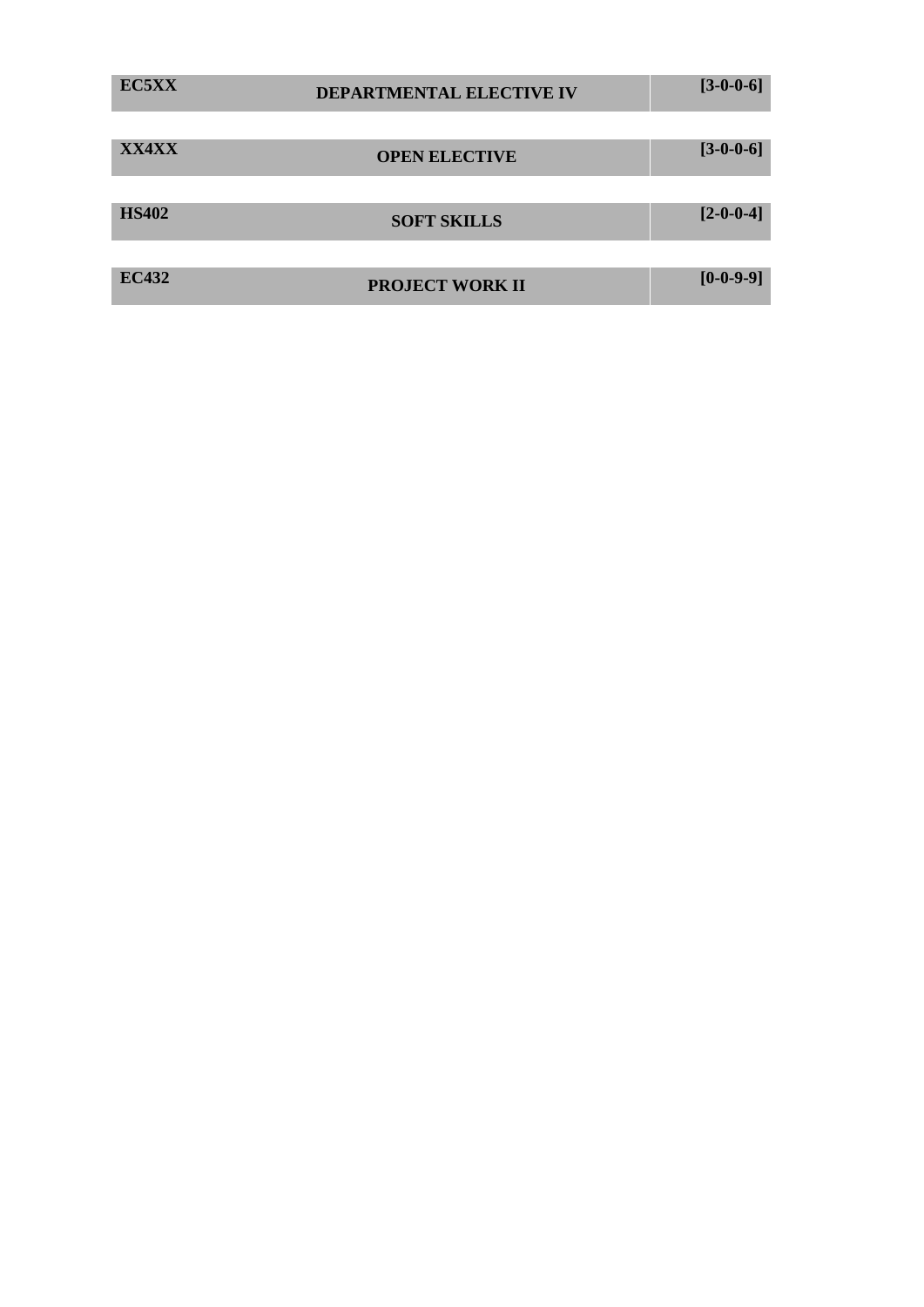| | | |
|---|---|---|
| **EC5XX** | **DEPARTMENTAL ELECTIVE IV** | **[3-0-0-6]** |

| | | |
|---|---|---|
| **XX4XX** | **OPEN ELECTIVE** | **[3-0-0-6]** |

| | | |
|---|---|---|
| **HS402** | **SOFT SKILLS** | **[2-0-0-4]** |

| | | |
|---|---|---|
| **EC432** | **PROJECT WORK II** | **[0-0-9-9]** |